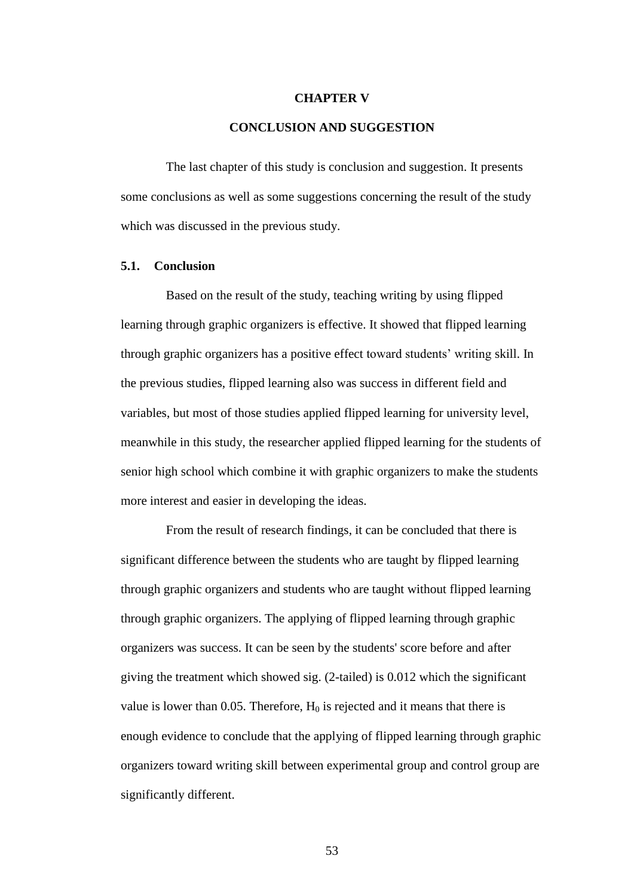# CHAPTER V

# CONCLUSION AND SUGGESTION

The last chapter of this study is conclusion and suggestion. It presents some conclusions as well as some suggestions concerning the result of the study which was discussed in the previous study.

## 5.1. Conclusion

Based on the result of the study, teaching writing by using flipped learning through graphic organizers is effective. It showed that flipped learning through graphic organizers has a positive effect toward students' writing skill. In the previous studies, flipped learning also was success in different field and variables, but most of those studies applied flipped learning for university level, meanwhile in this study, the researcher applied flipped learning for the students of senior high school which combine it with graphic organizers to make the students more interest and easier in developing the ideas.

From the result of research findings, it can be concluded that there is significant difference between the students who are taught by flipped learning through graphic organizers and students who are taught without flipped learning through graphic organizers. The applying of flipped learning through graphic organizers was success. It can be seen by the students' score before and after giving the treatment which showed sig. (2-tailed) is 0.012 which the significant value is lower than 0.05. Therefore, $H_0$ is rejected and it means that there is enough evidence to conclude that the applying of flipped learning through graphic organizers toward writing skill between experimental group and control group are significantly different.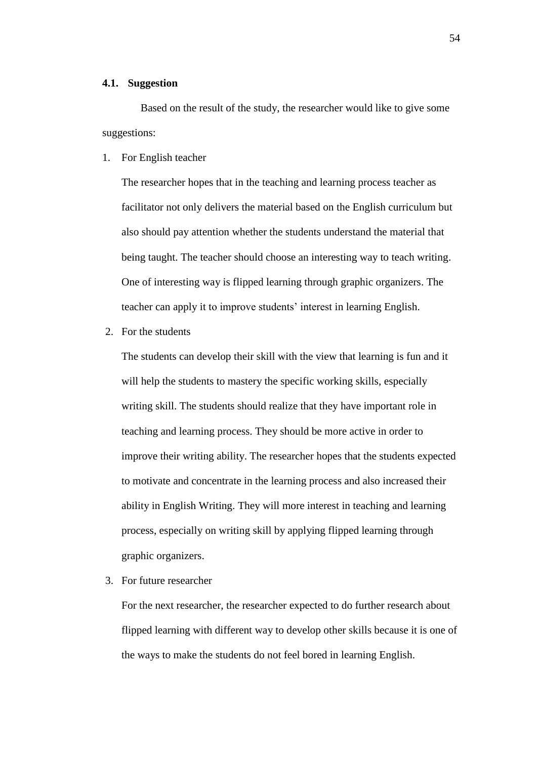### 4.1. Suggestion

Based on the result of the study, the researcher would like to give some suggestions:

1. For English teacher

   The researcher hopes that in the teaching and learning process teacher as facilitator not only delivers the material based on the English curriculum but also should pay attention whether the students understand the material that being taught. The teacher should choose an interesting way to teach writing. One of interesting way is flipped learning through graphic organizers. The teacher can apply it to improve students' interest in learning English.

2. For the students

   The students can develop their skill with the view that learning is fun and it will help the students to mastery the specific working skills, especially writing skill. The students should realize that they have important role in teaching and learning process. They should be more active in order to improve their writing ability. The researcher hopes that the students expected to motivate and concentrate in the learning process and also increased their ability in English Writing. They will more interest in teaching and learning process, especially on writing skill by applying flipped learning through graphic organizers.

3. For future researcher

   For the next researcher, the researcher expected to do further research about flipped learning with different way to develop other skills because it is one of the ways to make the students do not feel bored in learning English.